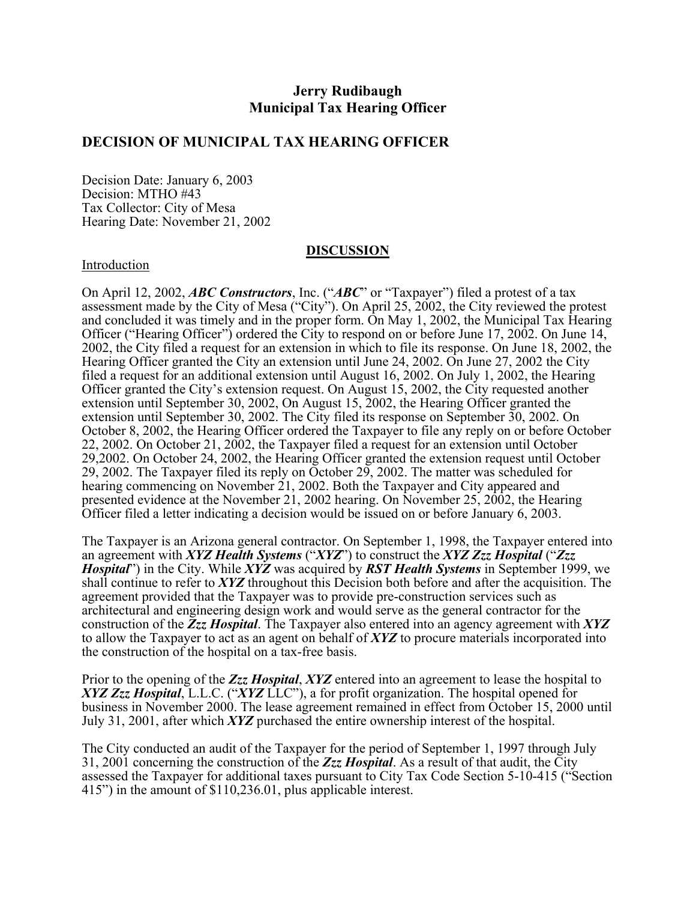**Jerry Rudibaugh**
**Municipal Tax Hearing Officer**

## DECISION OF MUNICIPAL TAX HEARING OFFICER

Decision Date: January 6, 2003
Decision: MTHO #43
Tax Collector: City of Mesa
Hearing Date: November 21, 2002

### DISCUSSION

Introduction

On April 12, 2002, ***ABC Constructors***, Inc. ("***ABC***" or "Taxpayer") filed a protest of a tax assessment made by the City of Mesa ("City"). On April 25, 2002, the City reviewed the protest and concluded it was timely and in the proper form. On May 1, 2002, the Municipal Tax Hearing Officer ("Hearing Officer") ordered the City to respond on or before June 17, 2002. On June 14, 2002, the City filed a request for an extension in which to file its response. On June 18, 2002, the Hearing Officer granted the City an extension until June 24, 2002. On June 27, 2002 the City filed a request for an additional extension until August 16, 2002. On July 1, 2002, the Hearing Officer granted the City's extension request. On August 15, 2002, the City requested another extension until September 30, 2002, On August 15, 2002, the Hearing Officer granted the extension until September 30, 2002. The City filed its response on September 30, 2002. On October 8, 2002, the Hearing Officer ordered the Taxpayer to file any reply on or before October 22, 2002. On October 21, 2002, the Taxpayer filed a request for an extension until October 29,2002. On October 24, 2002, the Hearing Officer granted the extension request until October 29, 2002. The Taxpayer filed its reply on October 29, 2002. The matter was scheduled for hearing commencing on November 21, 2002. Both the Taxpayer and City appeared and presented evidence at the November 21, 2002 hearing. On November 25, 2002, the Hearing Officer filed a letter indicating a decision would be issued on or before January 6, 2003.

The Taxpayer is an Arizona general contractor. On September 1, 1998, the Taxpayer entered into an agreement with ***XYZ Health Systems*** ("***XYZ***") to construct the ***XYZ Zzz Hospital*** ("***Zzz Hospital***") in the City. While ***XYZ*** was acquired by ***RST Health Systems*** in September 1999, we shall continue to refer to ***XYZ*** throughout this Decision both before and after the acquisition. The agreement provided that the Taxpayer was to provide pre-construction services such as architectural and engineering design work and would serve as the general contractor for the construction of the ***Zzz Hospital***. The Taxpayer also entered into an agency agreement with ***XYZ*** to allow the Taxpayer to act as an agent on behalf of ***XYZ*** to procure materials incorporated into the construction of the hospital on a tax-free basis.

Prior to the opening of the ***Zzz Hospital***, ***XYZ*** entered into an agreement to lease the hospital to ***XYZ Zzz Hospital***, L.L.C. ("***XYZ*** LLC"), a for profit organization. The hospital opened for business in November 2000. The lease agreement remained in effect from October 15, 2000 until July 31, 2001, after which ***XYZ*** purchased the entire ownership interest of the hospital.

The City conducted an audit of the Taxpayer for the period of September 1, 1997 through July 31, 2001 concerning the construction of the ***Zzz Hospital***. As a result of that audit, the City assessed the Taxpayer for additional taxes pursuant to City Tax Code Section 5-10-415 ("Section 415") in the amount of $110,236.01, plus applicable interest.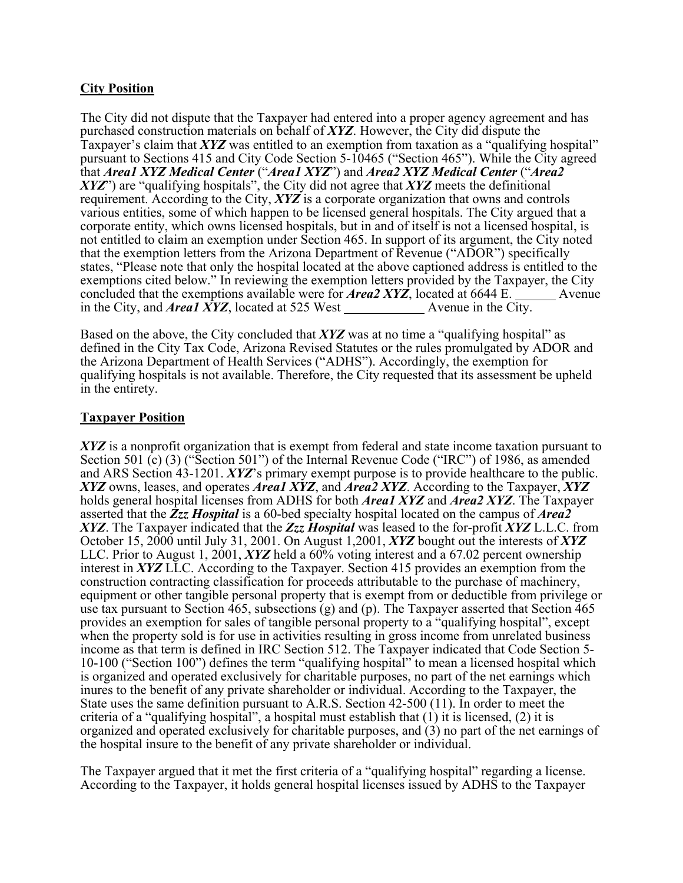**City Position**

The City did not dispute that the Taxpayer had entered into a proper agency agreement and has purchased construction materials on behalf of ***XYZ***. However, the City did dispute the Taxpayer's claim that ***XYZ*** was entitled to an exemption from taxation as a "qualifying hospital" pursuant to Sections 415 and City Code Section 5-10465 ("Section 465"). While the City agreed that ***Area1 XYZ Medical Center*** ("***Area1 XYZ***") and ***Area2 XYZ Medical Center*** ("***Area2 XYZ***") are "qualifying hospitals", the City did not agree that ***XYZ*** meets the definitional requirement. According to the City, ***XYZ*** is a corporate organization that owns and controls various entities, some of which happen to be licensed general hospitals. The City argued that a corporate entity, which owns licensed hospitals, but in and of itself is not a licensed hospital, is not entitled to claim an exemption under Section 465. In support of its argument, the City noted that the exemption letters from the Arizona Department of Revenue ("ADOR") specifically states, "Please note that only the hospital located at the above captioned address is entitled to the exemptions cited below." In reviewing the exemption letters provided by the Taxpayer, the City concluded that the exemptions available were for ***Area2 XYZ***, located at 6644 E. ______ Avenue in the City, and ***Area1 XYZ***, located at 525 West ____________ Avenue in the City.

Based on the above, the City concluded that ***XYZ*** was at no time a "qualifying hospital" as defined in the City Tax Code, Arizona Revised Statutes or the rules promulgated by ADOR and the Arizona Department of Health Services ("ADHS"). Accordingly, the exemption for qualifying hospitals is not available. Therefore, the City requested that its assessment be upheld in the entirety.

**Taxpayer Position**

***XYZ*** is a nonprofit organization that is exempt from federal and state income taxation pursuant to Section 501 (c) (3) ("Section 501") of the Internal Revenue Code ("IRC") of 1986, as amended and ARS Section 43-1201. ***XYZ***'s primary exempt purpose is to provide healthcare to the public. ***XYZ*** owns, leases, and operates ***Area1 XYZ***, and ***Area2 XYZ***. According to the Taxpayer, ***XYZ*** holds general hospital licenses from ADHS for both ***Area1 XYZ*** and ***Area2 XYZ***. The Taxpayer asserted that the ***Zzz Hospital*** is a 60-bed specialty hospital located on the campus of ***Area2 XYZ***. The Taxpayer indicated that the ***Zzz Hospital*** was leased to the for-profit ***XYZ*** L.L.C. from October 15, 2000 until July 31, 2001. On August 1,2001, ***XYZ*** bought out the interests of ***XYZ*** LLC. Prior to August 1, 2001, ***XYZ*** held a 60% voting interest and a 67.02 percent ownership interest in ***XYZ*** LLC. According to the Taxpayer. Section 415 provides an exemption from the construction contracting classification for proceeds attributable to the purchase of machinery, equipment or other tangible personal property that is exempt from or deductible from privilege or use tax pursuant to Section 465, subsections (g) and (p). The Taxpayer asserted that Section 465 provides an exemption for sales of tangible personal property to a "qualifying hospital", except when the property sold is for use in activities resulting in gross income from unrelated business income as that term is defined in IRC Section 512. The Taxpayer indicated that Code Section 5-10-100 ("Section 100") defines the term "qualifying hospital" to mean a licensed hospital which is organized and operated exclusively for charitable purposes, no part of the net earnings which inures to the benefit of any private shareholder or individual. According to the Taxpayer, the State uses the same definition pursuant to A.R.S. Section 42-500 (11). In order to meet the criteria of a "qualifying hospital", a hospital must establish that (1) it is licensed, (2) it is organized and operated exclusively for charitable purposes, and (3) no part of the net earnings of the hospital insure to the benefit of any private shareholder or individual.

The Taxpayer argued that it met the first criteria of a "qualifying hospital" regarding a license. According to the Taxpayer, it holds general hospital licenses issued by ADHS to the Taxpayer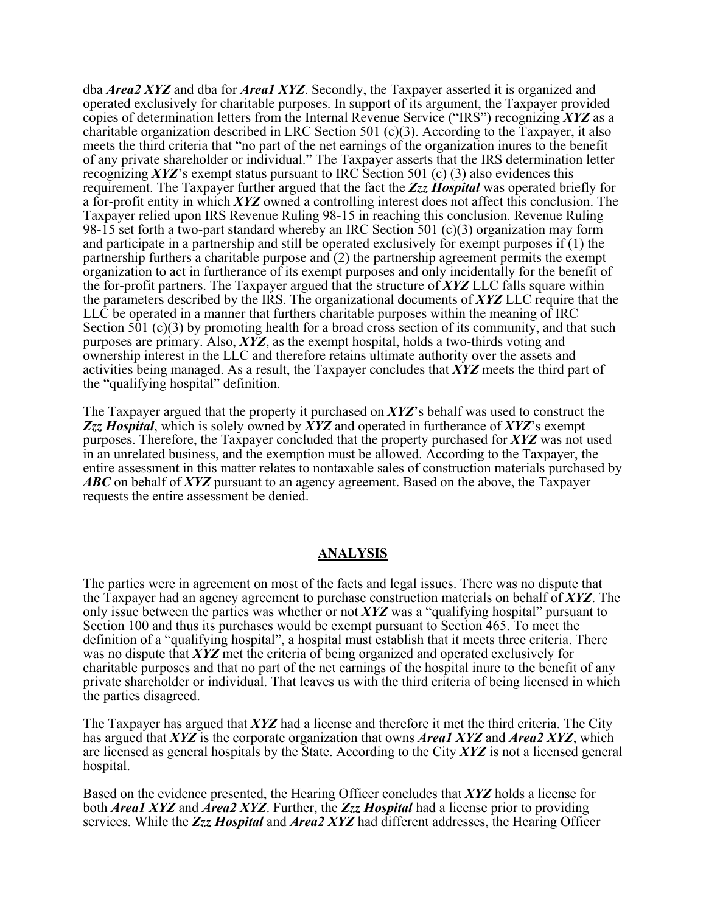dba ***Area2 XYZ*** and dba for ***Area1 XYZ***. Secondly, the Taxpayer asserted it is organized and operated exclusively for charitable purposes. In support of its argument, the Taxpayer provided copies of determination letters from the Internal Revenue Service ("IRS") recognizing ***XYZ*** as a charitable organization described in LRC Section 501 (c)(3). According to the Taxpayer, it also meets the third criteria that "no part of the net earnings of the organization inures to the benefit of any private shareholder or individual." The Taxpayer asserts that the IRS determination letter recognizing ***XYZ***'s exempt status pursuant to IRC Section 501 (c) (3) also evidences this requirement. The Taxpayer further argued that the fact the ***Zzz Hospital*** was operated briefly for a for-profit entity in which ***XYZ*** owned a controlling interest does not affect this conclusion. The Taxpayer relied upon IRS Revenue Ruling 98-15 in reaching this conclusion. Revenue Ruling 98-15 set forth a two-part standard whereby an IRC Section 501 (c)(3) organization may form and participate in a partnership and still be operated exclusively for exempt purposes if (1) the partnership furthers a charitable purpose and (2) the partnership agreement permits the exempt organization to act in furtherance of its exempt purposes and only incidentally for the benefit of the for-profit partners. The Taxpayer argued that the structure of ***XYZ*** LLC falls square within the parameters described by the IRS. The organizational documents of ***XYZ*** LLC require that the LLC be operated in a manner that furthers charitable purposes within the meaning of IRC Section 501 (c)(3) by promoting health for a broad cross section of its community, and that such purposes are primary. Also, ***XYZ***, as the exempt hospital, holds a two-thirds voting and ownership interest in the LLC and therefore retains ultimate authority over the assets and activities being managed. As a result, the Taxpayer concludes that ***XYZ*** meets the third part of the "qualifying hospital" definition.

The Taxpayer argued that the property it purchased on ***XYZ***'s behalf was used to construct the ***Zzz Hospital***, which is solely owned by ***XYZ*** and operated in furtherance of ***XYZ***'s exempt purposes. Therefore, the Taxpayer concluded that the property purchased for ***XYZ*** was not used in an unrelated business, and the exemption must be allowed. According to the Taxpayer, the entire assessment in this matter relates to nontaxable sales of construction materials purchased by ***ABC*** on behalf of ***XYZ*** pursuant to an agency agreement. Based on the above, the Taxpayer requests the entire assessment be denied.

## ANALYSIS

The parties were in agreement on most of the facts and legal issues. There was no dispute that the Taxpayer had an agency agreement to purchase construction materials on behalf of ***XYZ***. The only issue between the parties was whether or not ***XYZ*** was a "qualifying hospital" pursuant to Section 100 and thus its purchases would be exempt pursuant to Section 465. To meet the definition of a "qualifying hospital", a hospital must establish that it meets three criteria. There was no dispute that ***XYZ*** met the criteria of being organized and operated exclusively for charitable purposes and that no part of the net earnings of the hospital inure to the benefit of any private shareholder or individual. That leaves us with the third criteria of being licensed in which the parties disagreed.

The Taxpayer has argued that ***XYZ*** had a license and therefore it met the third criteria. The City has argued that ***XYZ*** is the corporate organization that owns ***Area1 XYZ*** and ***Area2 XYZ***, which are licensed as general hospitals by the State. According to the City ***XYZ*** is not a licensed general hospital.

Based on the evidence presented, the Hearing Officer concludes that ***XYZ*** holds a license for both ***Area1 XYZ*** and ***Area2 XYZ***. Further, the ***Zzz Hospital*** had a license prior to providing services. While the ***Zzz Hospital*** and ***Area2 XYZ*** had different addresses, the Hearing Officer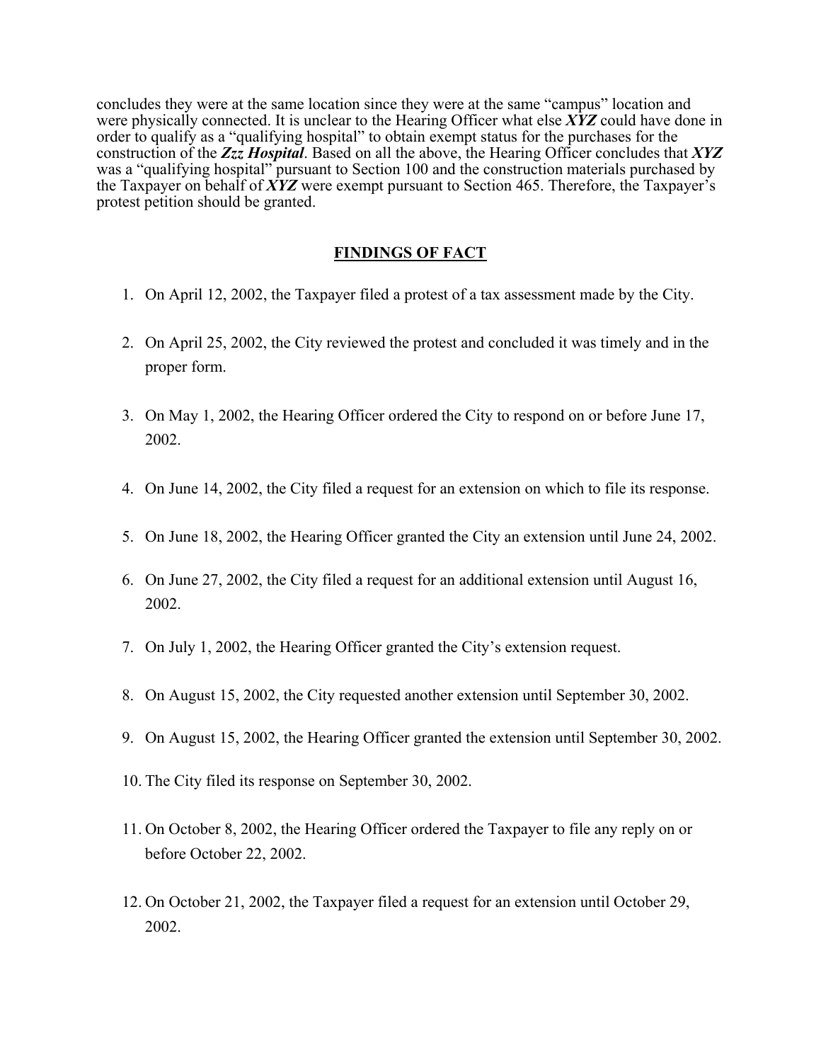concludes they were at the same location since they were at the same "campus" location and were physically connected. It is unclear to the Hearing Officer what else ***XYZ*** could have done in order to qualify as a "qualifying hospital" to obtain exempt status for the purchases for the construction of the ***Zzz Hospital***. Based on all the above, the Hearing Officer concludes that ***XYZ*** was a "qualifying hospital" pursuant to Section 100 and the construction materials purchased by the Taxpayer on behalf of ***XYZ*** were exempt pursuant to Section 465. Therefore, the Taxpayer's protest petition should be granted.

## FINDINGS OF FACT

1. On April 12, 2002, the Taxpayer filed a protest of a tax assessment made by the City.
2. On April 25, 2002, the City reviewed the protest and concluded it was timely and in the proper form.
3. On May 1, 2002, the Hearing Officer ordered the City to respond on or before June 17, 2002.
4. On June 14, 2002, the City filed a request for an extension on which to file its response.
5. On June 18, 2002, the Hearing Officer granted the City an extension until June 24, 2002.
6. On June 27, 2002, the City filed a request for an additional extension until August 16, 2002.
7. On July 1, 2002, the Hearing Officer granted the City's extension request.
8. On August 15, 2002, the City requested another extension until September 30, 2002.
9. On August 15, 2002, the Hearing Officer granted the extension until September 30, 2002.
10. The City filed its response on September 30, 2002.
11. On October 8, 2002, the Hearing Officer ordered the Taxpayer to file any reply on or before October 22, 2002.
12. On October 21, 2002, the Taxpayer filed a request for an extension until October 29, 2002.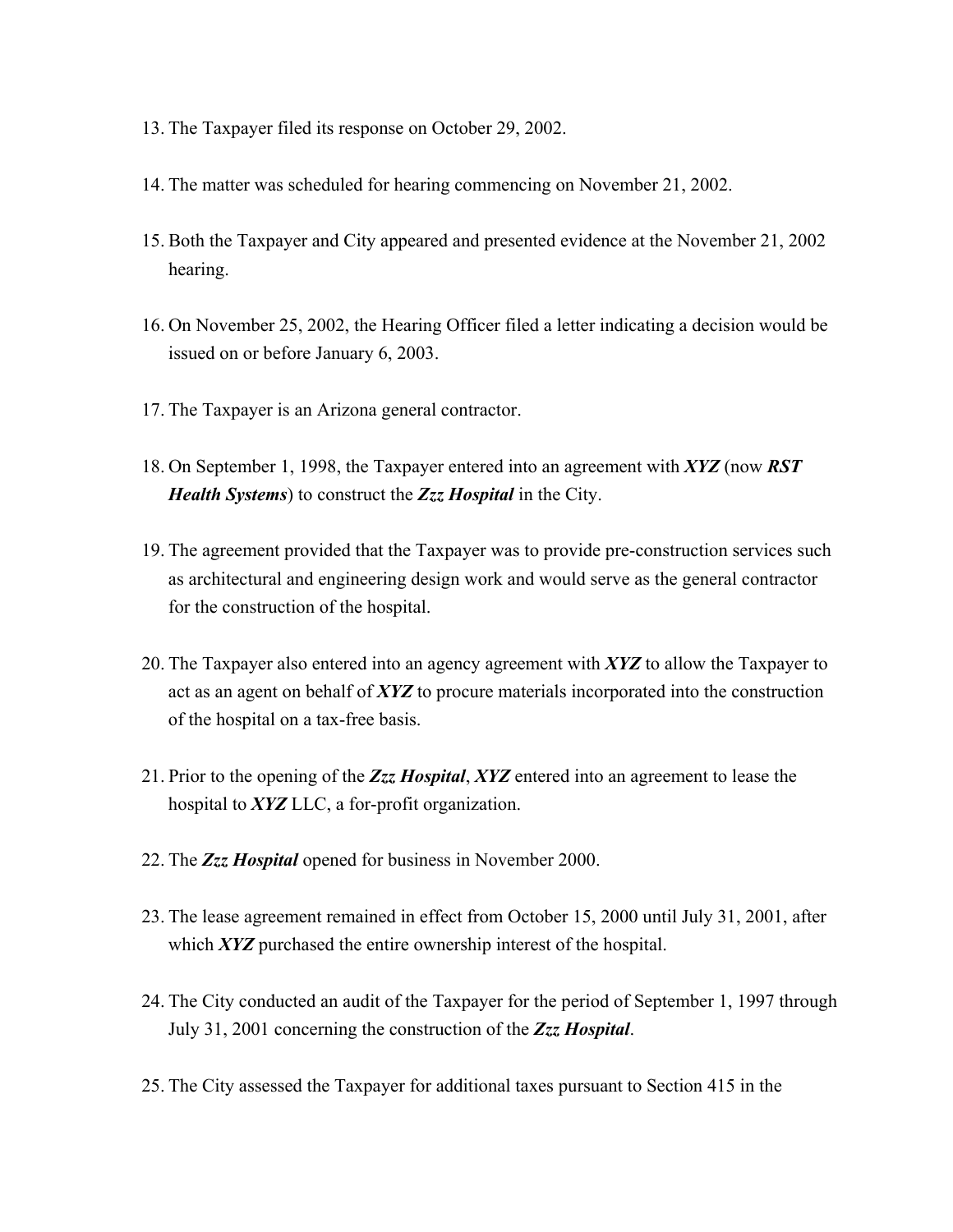13. The Taxpayer filed its response on October 29, 2002.

14. The matter was scheduled for hearing commencing on November 21, 2002.

15. Both the Taxpayer and City appeared and presented evidence at the November 21, 2002 hearing.

16. On November 25, 2002, the Hearing Officer filed a letter indicating a decision would be issued on or before January 6, 2003.

17. The Taxpayer is an Arizona general contractor.

18. On September 1, 1998, the Taxpayer entered into an agreement with ***XYZ*** (now ***RST Health Systems***) to construct the ***Zzz Hospital*** in the City.

19. The agreement provided that the Taxpayer was to provide pre-construction services such as architectural and engineering design work and would serve as the general contractor for the construction of the hospital.

20. The Taxpayer also entered into an agency agreement with ***XYZ*** to allow the Taxpayer to act as an agent on behalf of ***XYZ*** to procure materials incorporated into the construction of the hospital on a tax-free basis.

21. Prior to the opening of the ***Zzz Hospital***, ***XYZ*** entered into an agreement to lease the hospital to ***XYZ*** LLC, a for-profit organization.

22. The ***Zzz Hospital*** opened for business in November 2000.

23. The lease agreement remained in effect from October 15, 2000 until July 31, 2001, after which ***XYZ*** purchased the entire ownership interest of the hospital.

24. The City conducted an audit of the Taxpayer for the period of September 1, 1997 through July 31, 2001 concerning the construction of the ***Zzz Hospital***.

25. The City assessed the Taxpayer for additional taxes pursuant to Section 415 in the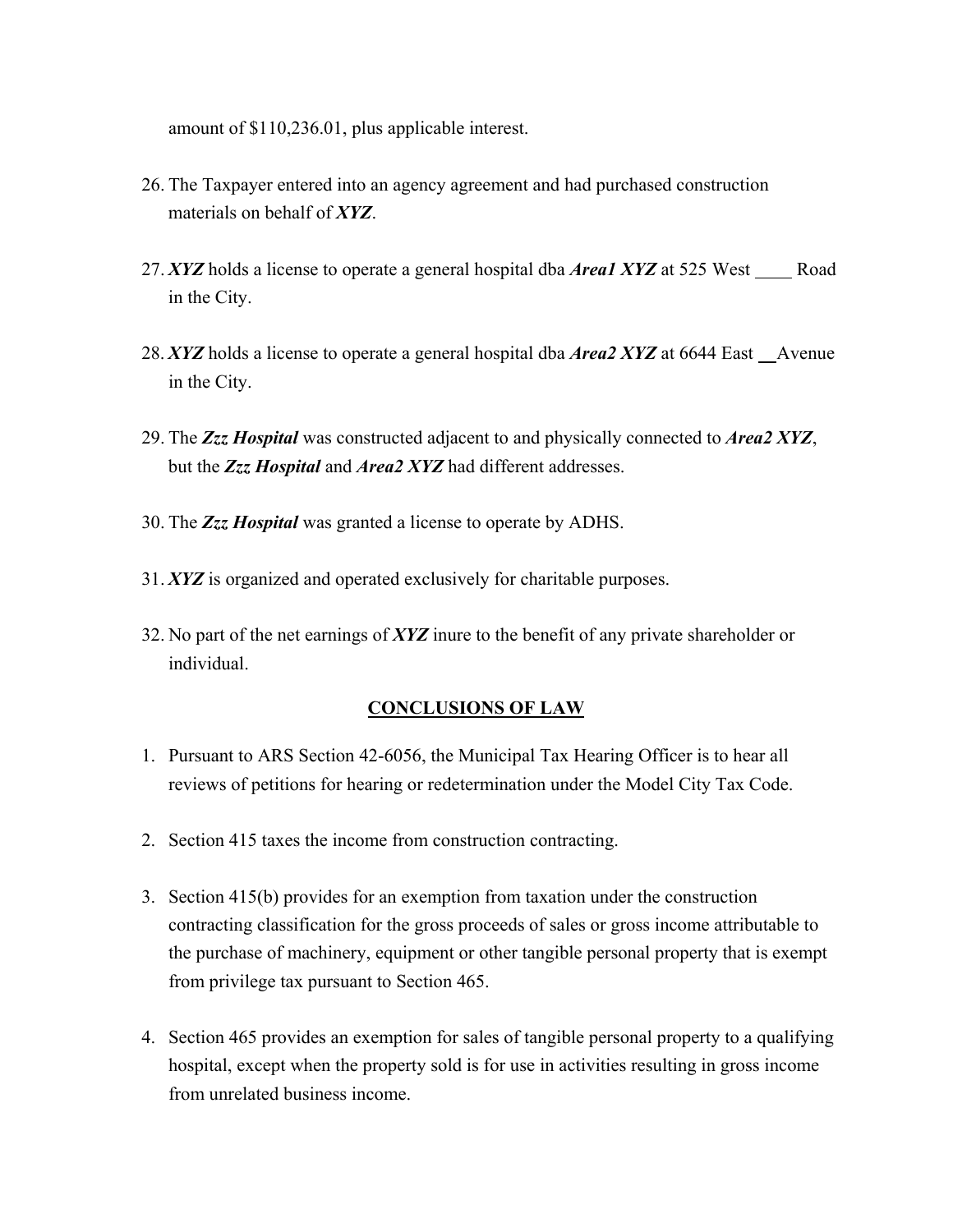amount of $110,236.01, plus applicable interest.

26. The Taxpayer entered into an agency agreement and had purchased construction materials on behalf of ***XYZ***.

27. ***XYZ*** holds a license to operate a general hospital dba ***Area1 XYZ*** at 525 West ____ Road in the City.

28. ***XYZ*** holds a license to operate a general hospital dba ***Area2 XYZ*** at 6644 East __Avenue in the City.

29. The ***Zzz Hospital*** was constructed adjacent to and physically connected to ***Area2 XYZ***, but the ***Zzz Hospital*** and ***Area2 XYZ*** had different addresses.

30. The ***Zzz Hospital*** was granted a license to operate by ADHS.

31. ***XYZ*** is organized and operated exclusively for charitable purposes.

32. No part of the net earnings of ***XYZ*** inure to the benefit of any private shareholder or individual.

## CONCLUSIONS OF LAW

1. Pursuant to ARS Section 42-6056, the Municipal Tax Hearing Officer is to hear all reviews of petitions for hearing or redetermination under the Model City Tax Code.

2. Section 415 taxes the income from construction contracting.

3. Section 415(b) provides for an exemption from taxation under the construction contracting classification for the gross proceeds of sales or gross income attributable to the purchase of machinery, equipment or other tangible personal property that is exempt from privilege tax pursuant to Section 465.

4. Section 465 provides an exemption for sales of tangible personal property to a qualifying hospital, except when the property sold is for use in activities resulting in gross income from unrelated business income.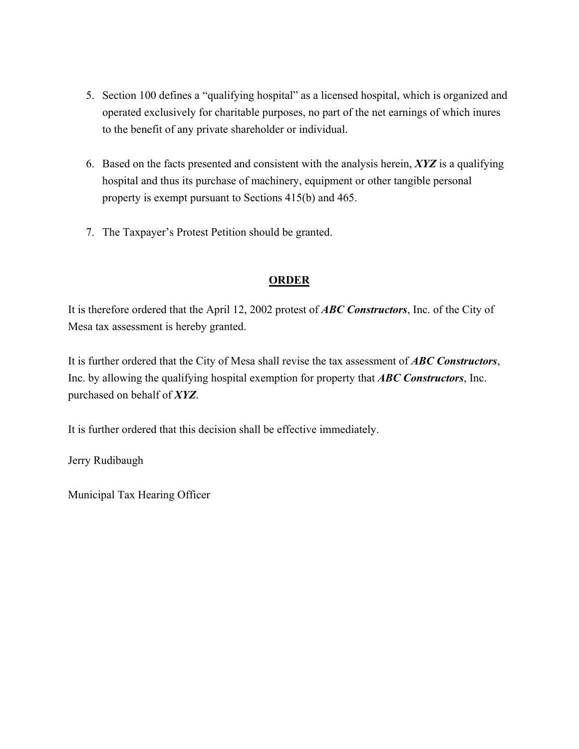5. Section 100 defines a "qualifying hospital" as a licensed hospital, which is organized and operated exclusively for charitable purposes, no part of the net earnings of which inures to the benefit of any private shareholder or individual.

6. Based on the facts presented and consistent with the analysis herein, ***XYZ*** is a qualifying hospital and thus its purchase of machinery, equipment or other tangible personal property is exempt pursuant to Sections 415(b) and 465.

7. The Taxpayer's Protest Petition should be granted.

## ORDER

It is therefore ordered that the April 12, 2002 protest of ***ABC Constructors***, Inc. of the City of Mesa tax assessment is hereby granted.

It is further ordered that the City of Mesa shall revise the tax assessment of ***ABC Constructors***, Inc. by allowing the qualifying hospital exemption for property that ***ABC Constructors***, Inc. purchased on behalf of ***XYZ***.

It is further ordered that this decision shall be effective immediately.

Jerry Rudibaugh

Municipal Tax Hearing Officer